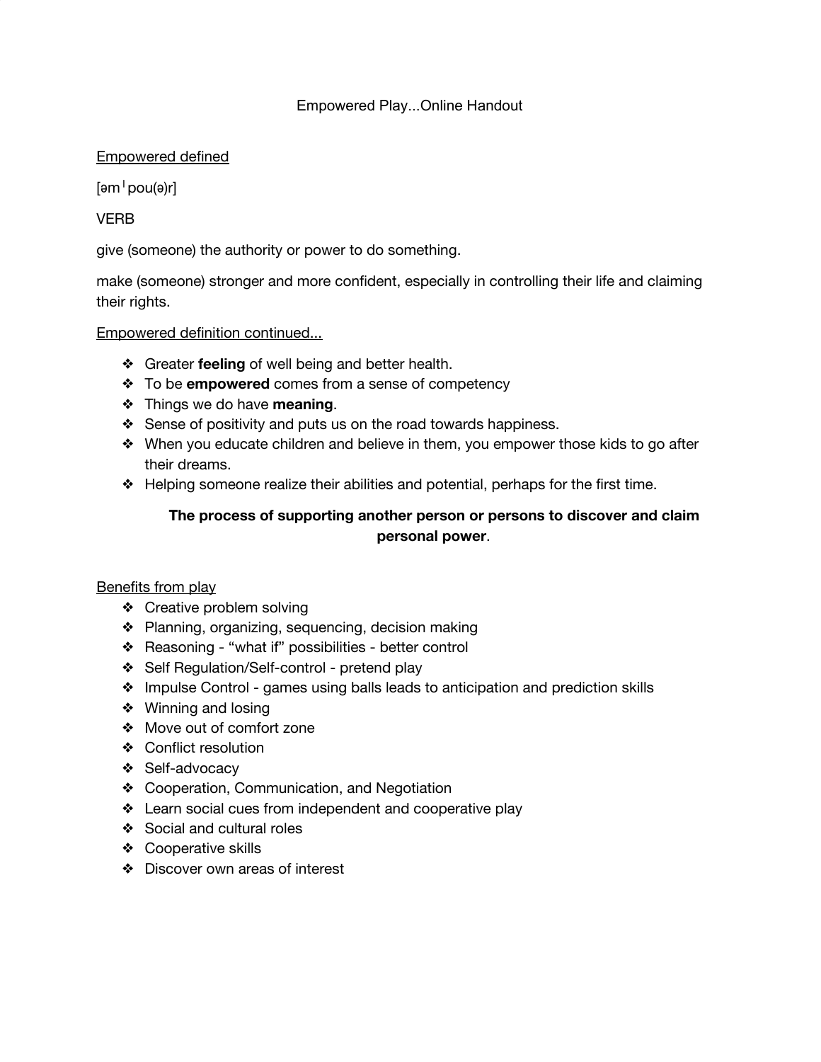# Empowered Play...Online Handout

## Empowered defined

[əmˈpou(ə)r]

VERB

give (someone) the authority or power to do something.

make (someone) stronger and more confident, especially in controlling their life and claiming their rights.

## Empowered definition continued...

- Greater **feeling** of well being and better health.
- To be **empowered** comes from a sense of competency
- Things we do have **meaning**.
- Sense of positivity and puts us on the road towards happiness.
- When you educate children and believe in them, you empower those kids to go after their dreams.
- Helping someone realize their abilities and potential, perhaps for the first time.

**The process of supporting another person or persons to discover and claim personal power**.

## Benefits from play

- Creative problem solving
- Planning, organizing, sequencing, decision making
- Reasoning - "what if" possibilities - better control
- Self Regulation/Self-control - pretend play
- Impulse Control - games using balls leads to anticipation and prediction skills
- Winning and losing
- Move out of comfort zone
- Conflict resolution
- Self-advocacy
- Cooperation, Communication, and Negotiation
- Learn social cues from independent and cooperative play
- Social and cultural roles
- Cooperative skills
- Discover own areas of interest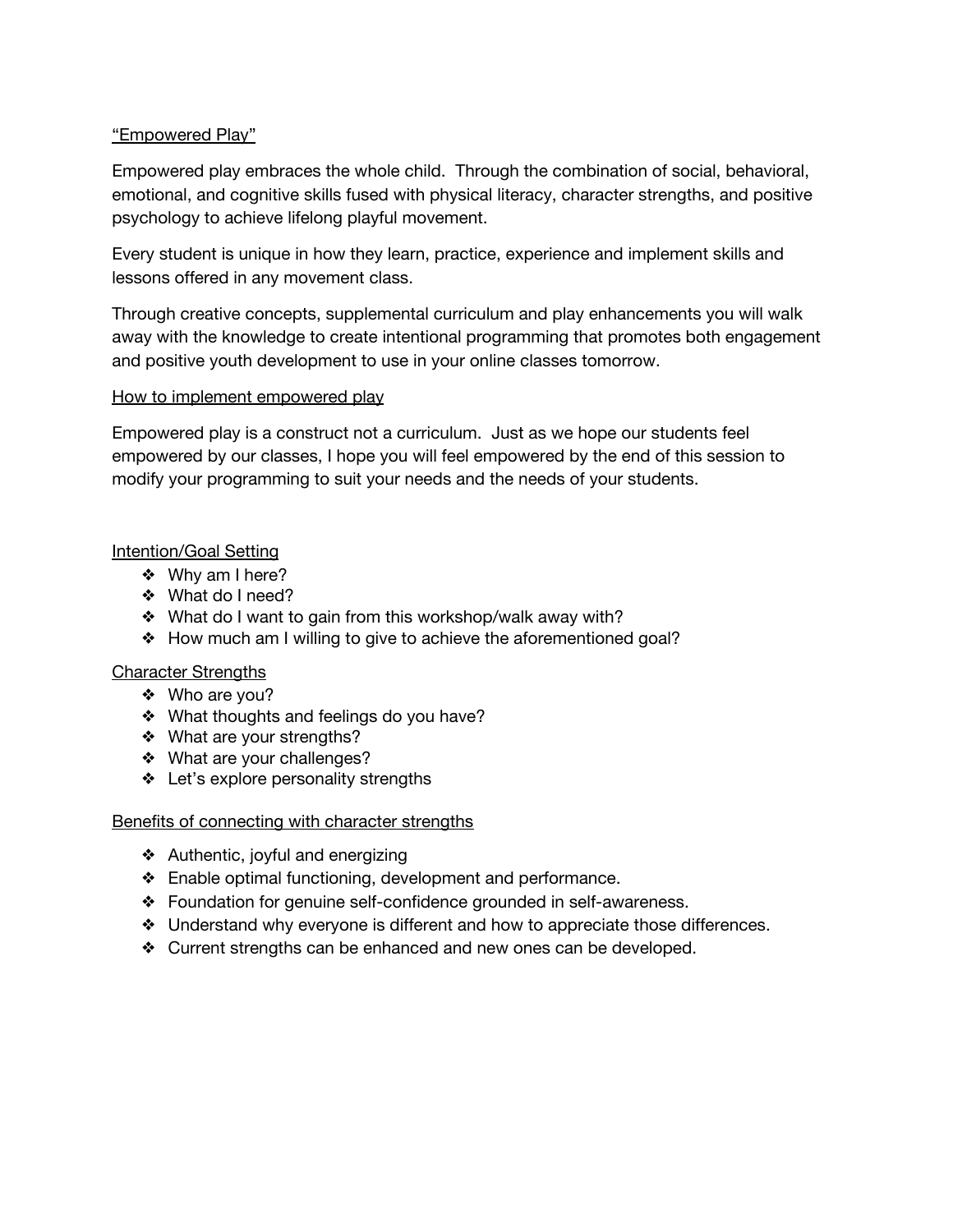## "Empowered Play"

Empowered play embraces the whole child. Through the combination of social, behavioral, emotional, and cognitive skills fused with physical literacy, character strengths, and positive psychology to achieve lifelong playful movement.

Every student is unique in how they learn, practice, experience and implement skills and lessons offered in any movement class.

Through creative concepts, supplemental curriculum and play enhancements you will walk away with the knowledge to create intentional programming that promotes both engagement and positive youth development to use in your online classes tomorrow.

### How to implement empowered play

Empowered play is a construct not a curriculum. Just as we hope our students feel empowered by our classes, I hope you will feel empowered by the end of this session to modify your programming to suit your needs and the needs of your students.

### Intention/Goal Setting

- Why am I here?
- What do I need?
- What do I want to gain from this workshop/walk away with?
- How much am I willing to give to achieve the aforementioned goal?

### Character Strengths

- Who are you?
- What thoughts and feelings do you have?
- What are your strengths?
- What are your challenges?
- Let's explore personality strengths

### Benefits of connecting with character strengths

- Authentic, joyful and energizing
- Enable optimal functioning, development and performance.
- Foundation for genuine self-confidence grounded in self-awareness.
- Understand why everyone is different and how to appreciate those differences.
- Current strengths can be enhanced and new ones can be developed.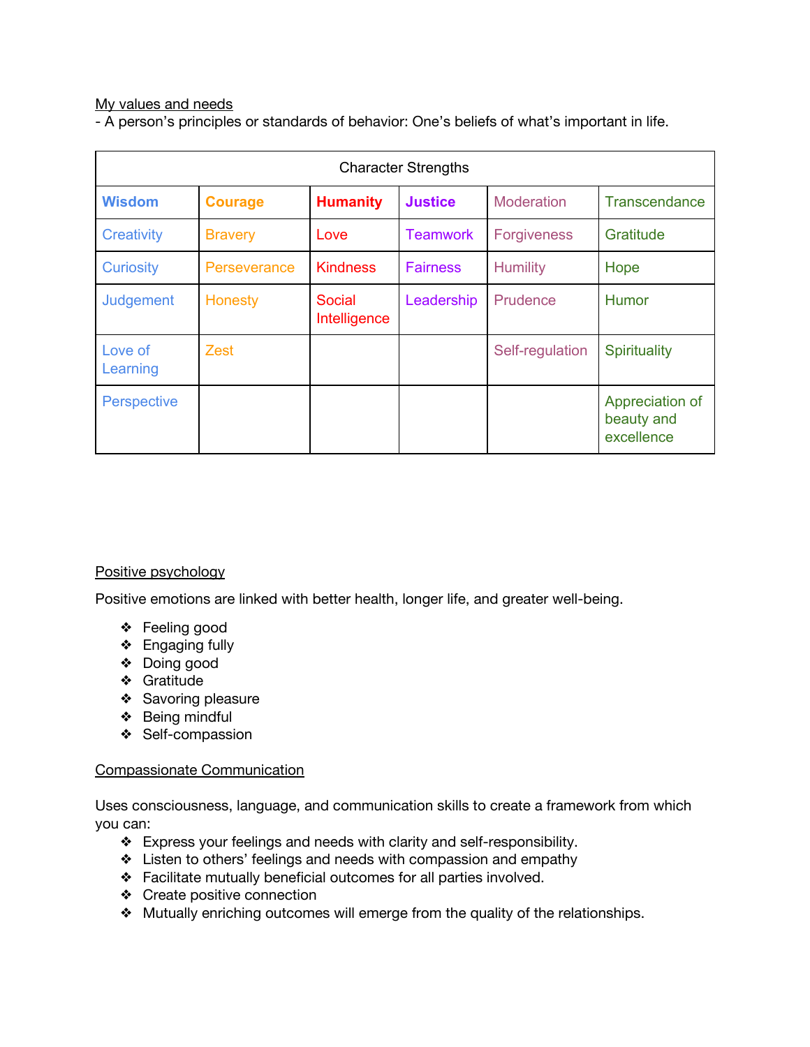<u>My values and needs</u>

- A person's principles or standards of behavior: One's beliefs of what's important in life.

| Character Strengths | | | | | |
|---|---|---|---|---|---|
| **Wisdom** | **Courage** | **Humanity** | **Justice** | Moderation | Transcendance |
| Creativity | Bravery | Love | Teamwork | Forgiveness | Gratitude |
| Curiosity | Perseverance | Kindness | Fairness | Humility | Hope |
| Judgement | Honesty | Social Intelligence | Leadership | Prudence | Humor |
| Love of Learning | Zest | | | Self-regulation | Spirituality |
| Perspective | | | | | Appreciation of beauty and excellence |

<u>Positive psychology</u>

Positive emotions are linked with better health, longer life, and greater well-being.

- Feeling good
- Engaging fully
- Doing good
- Gratitude
- Savoring pleasure
- Being mindful
- Self-compassion

<u>Compassionate Communication</u>

Uses consciousness, language, and communication skills to create a framework from which you can:

- Express your feelings and needs with clarity and self-responsibility.
- Listen to others' feelings and needs with compassion and empathy
- Facilitate mutually beneficial outcomes for all parties involved.
- Create positive connection
- Mutually enriching outcomes will emerge from the quality of the relationships.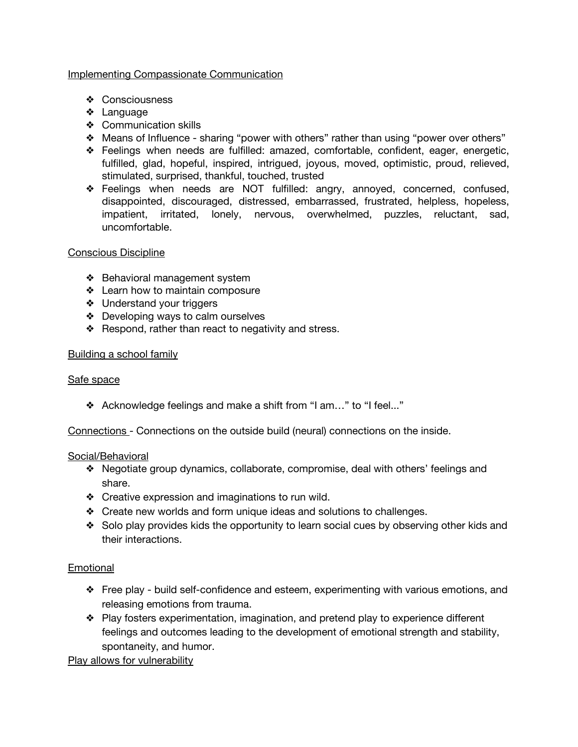Implementing Compassionate Communication

- Consciousness
- Language
- Communication skills
- Means of Influence - sharing "power with others" rather than using "power over others"
- Feelings when needs are fulfilled: amazed, comfortable, confident, eager, energetic, fulfilled, glad, hopeful, inspired, intrigued, joyous, moved, optimistic, proud, relieved, stimulated, surprised, thankful, touched, trusted
- Feelings when needs are NOT fulfilled: angry, annoyed, concerned, confused, disappointed, discouraged, distressed, embarrassed, frustrated, helpless, hopeless, impatient, irritated, lonely, nervous, overwhelmed, puzzles, reluctant, sad, uncomfortable.

Conscious Discipline

- Behavioral management system
- Learn how to maintain composure
- Understand your triggers
- Developing ways to calm ourselves
- Respond, rather than react to negativity and stress.

Building a school family

Safe space

- Acknowledge feelings and make a shift from "I am…" to "I feel..."

Connections - Connections on the outside build (neural) connections on the inside.

Social/Behavioral

- Negotiate group dynamics, collaborate, compromise, deal with others' feelings and share.
- Creative expression and imaginations to run wild.
- Create new worlds and form unique ideas and solutions to challenges.
- Solo play provides kids the opportunity to learn social cues by observing other kids and their interactions.

Emotional

- Free play - build self-confidence and esteem, experimenting with various emotions, and releasing emotions from trauma.
- Play fosters experimentation, imagination, and pretend play to experience different feelings and outcomes leading to the development of emotional strength and stability, spontaneity, and humor.

Play allows for vulnerability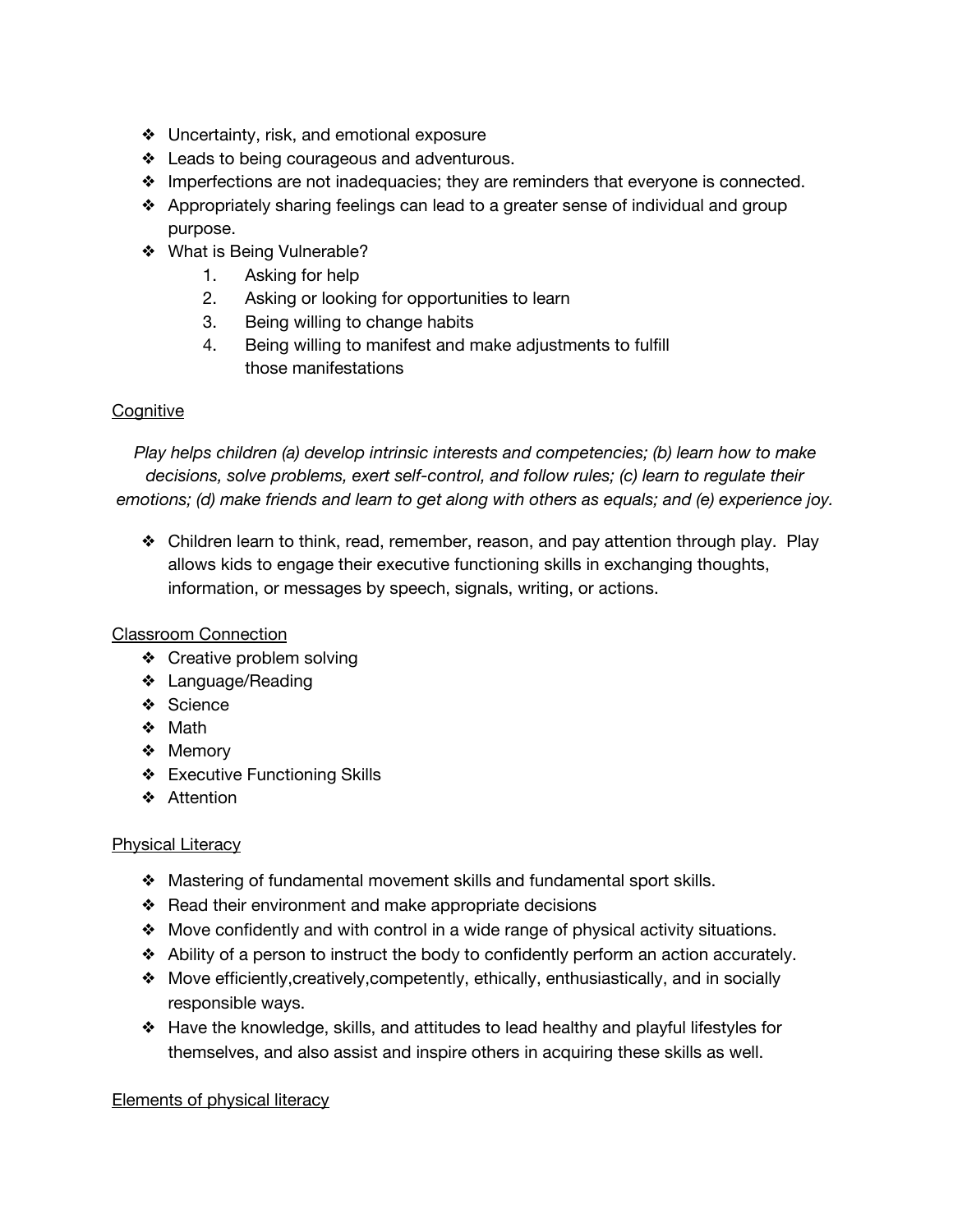- Uncertainty, risk, and emotional exposure
- Leads to being courageous and adventurous.
- Imperfections are not inadequacies; they are reminders that everyone is connected.
- Appropriately sharing feelings can lead to a greater sense of individual and group purpose.
- What is Being Vulnerable?
    1. Asking for help
    2. Asking or looking for opportunities to learn
    3. Being willing to change habits
    4. Being willing to manifest and make adjustments to fulfill those manifestations

<u>Cognitive</u>

*Play helps children (a) develop intrinsic interests and competencies; (b) learn how to make decisions, solve problems, exert self-control, and follow rules; (c) learn to regulate their emotions; (d) make friends and learn to get along with others as equals; and (e) experience joy.*

- Children learn to think, read, remember, reason, and pay attention through play. Play allows kids to engage their executive functioning skills in exchanging thoughts, information, or messages by speech, signals, writing, or actions.

<u>Classroom Connection</u>

- Creative problem solving
- Language/Reading
- Science
- Math
- Memory
- Executive Functioning Skills
- Attention

<u>Physical Literacy</u>

- Mastering of fundamental movement skills and fundamental sport skills.
- Read their environment and make appropriate decisions
- Move confidently and with control in a wide range of physical activity situations.
- Ability of a person to instruct the body to confidently perform an action accurately.
- Move efficiently,creatively,competently, ethically, enthusiastically, and in socially responsible ways.
- Have the knowledge, skills, and attitudes to lead healthy and playful lifestyles for themselves, and also assist and inspire others in acquiring these skills as well.

<u>Elements of physical literacy</u>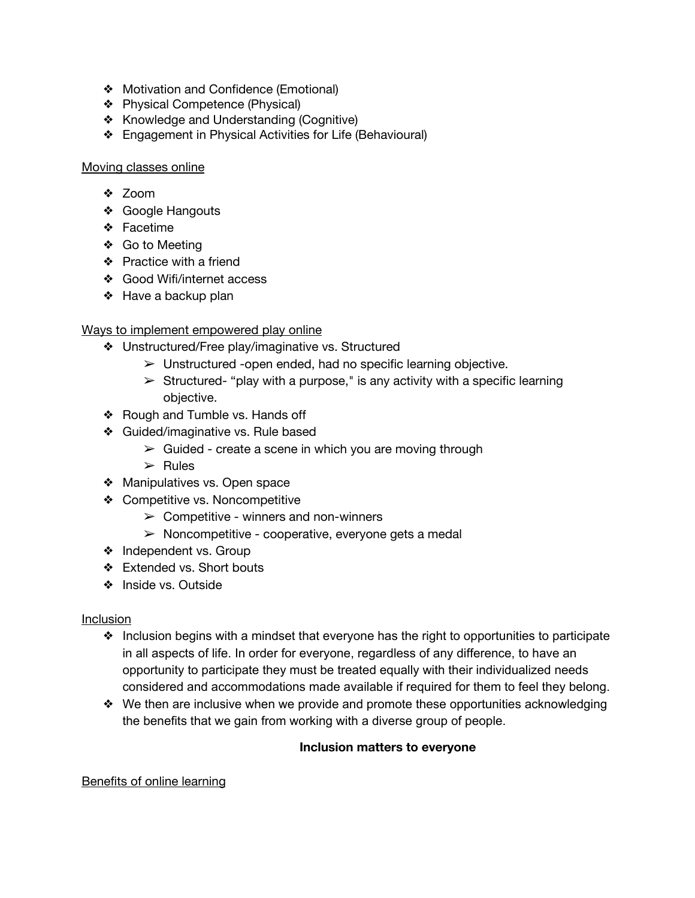- Motivation and Confidence (Emotional)
- Physical Competence (Physical)
- Knowledge and Understanding (Cognitive)
- Engagement in Physical Activities for Life (Behavioural)

<u>Moving classes online</u>

- Zoom
- Google Hangouts
- Facetime
- Go to Meeting
- Practice with a friend
- Good Wifi/internet access
- Have a backup plan

<u>Ways to implement empowered play online</u>

- Unstructured/Free play/imaginative vs. Structured
  - Unstructured -open ended, had no specific learning objective.
  - Structured- “play with a purpose," is any activity with a specific learning objective.
- Rough and Tumble vs. Hands off
- Guided/imaginative vs. Rule based
  - Guided - create a scene in which you are moving through
  - Rules
- Manipulatives vs. Open space
- Competitive vs. Noncompetitive
  - Competitive - winners and non-winners
  - Noncompetitive - cooperative, everyone gets a medal
- Independent vs. Group
- Extended vs. Short bouts
- Inside vs. Outside

<u>Inclusion</u>

- Inclusion begins with a mindset that everyone has the right to opportunities to participate in all aspects of life. In order for everyone, regardless of any difference, to have an opportunity to participate they must be treated equally with their individualized needs considered and accommodations made available if required for them to feel they belong.
- We then are inclusive when we provide and promote these opportunities acknowledging the benefits that we gain from working with a diverse group of people.

**Inclusion matters to everyone**

<u>Benefits of online learning</u>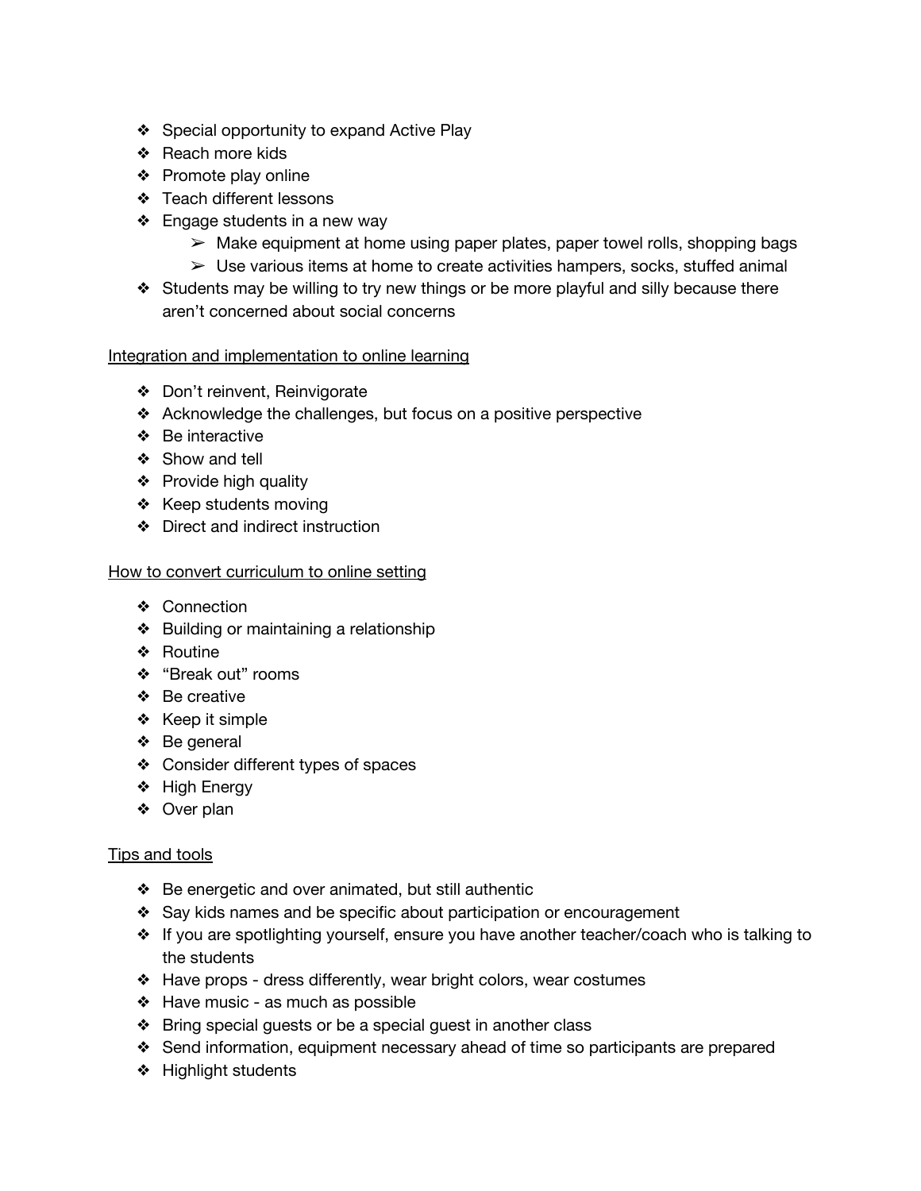- Special opportunity to expand Active Play
- Reach more kids
- Promote play online
- Teach different lessons
- Engage students in a new way
  - Make equipment at home using paper plates, paper towel rolls, shopping bags
  - Use various items at home to create activities hampers, socks, stuffed animal
- Students may be willing to try new things or be more playful and silly because there aren't concerned about social concerns

<u>Integration and implementation to online learning</u>

- Don't reinvent, Reinvigorate
- Acknowledge the challenges, but focus on a positive perspective
- Be interactive
- Show and tell
- Provide high quality
- Keep students moving
- Direct and indirect instruction

<u>How to convert curriculum to online setting</u>

- Connection
- Building or maintaining a relationship
- Routine
- "Break out" rooms
- Be creative
- Keep it simple
- Be general
- Consider different types of spaces
- High Energy
- Over plan

<u>Tips and tools</u>

- Be energetic and over animated, but still authentic
- Say kids names and be specific about participation or encouragement
- If you are spotlighting yourself, ensure you have another teacher/coach who is talking to the students
- Have props - dress differently, wear bright colors, wear costumes
- Have music - as much as possible
- Bring special guests or be a special guest in another class
- Send information, equipment necessary ahead of time so participants are prepared
- Highlight students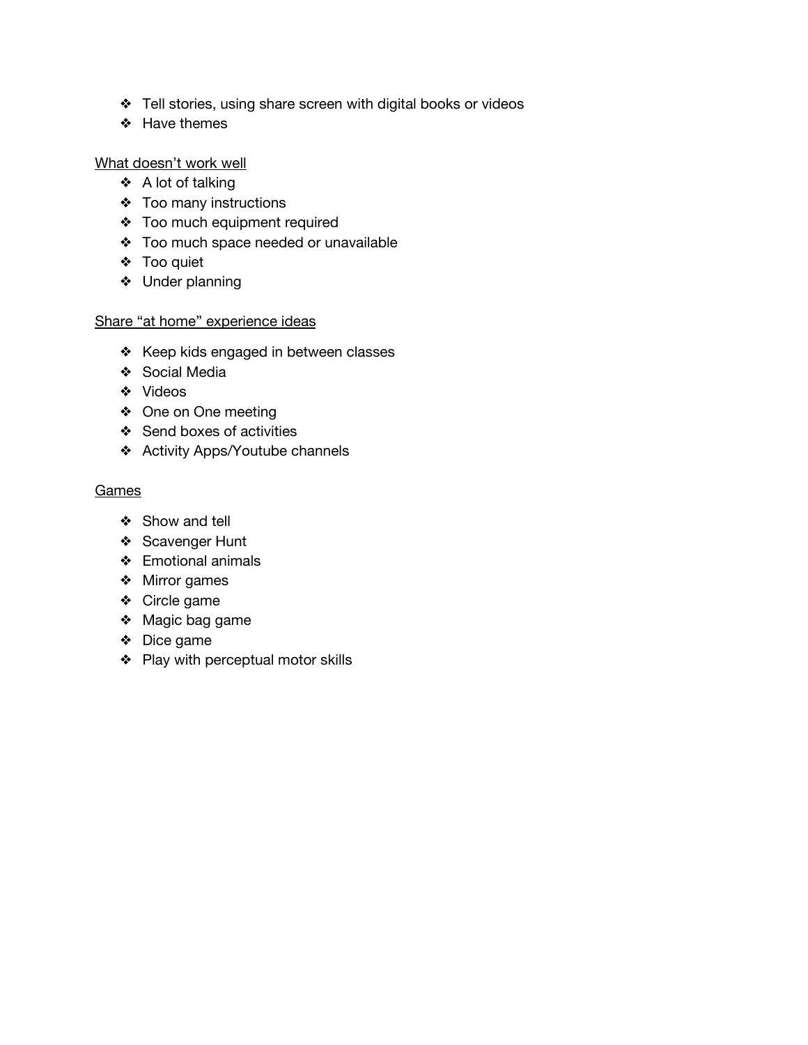- Tell stories, using share screen with digital books or videos
- Have themes

<u>What doesn't work well</u>

- A lot of talking
- Too many instructions
- Too much equipment required
- Too much space needed or unavailable
- Too quiet
- Under planning

<u>Share "at home" experience ideas</u>

- Keep kids engaged in between classes
- Social Media
- Videos
- One on One meeting
- Send boxes of activities
- Activity Apps/Youtube channels

<u>Games</u>

- Show and tell
- Scavenger Hunt
- Emotional animals
- Mirror games
- Circle game
- Magic bag game
- Dice game
- Play with perceptual motor skills